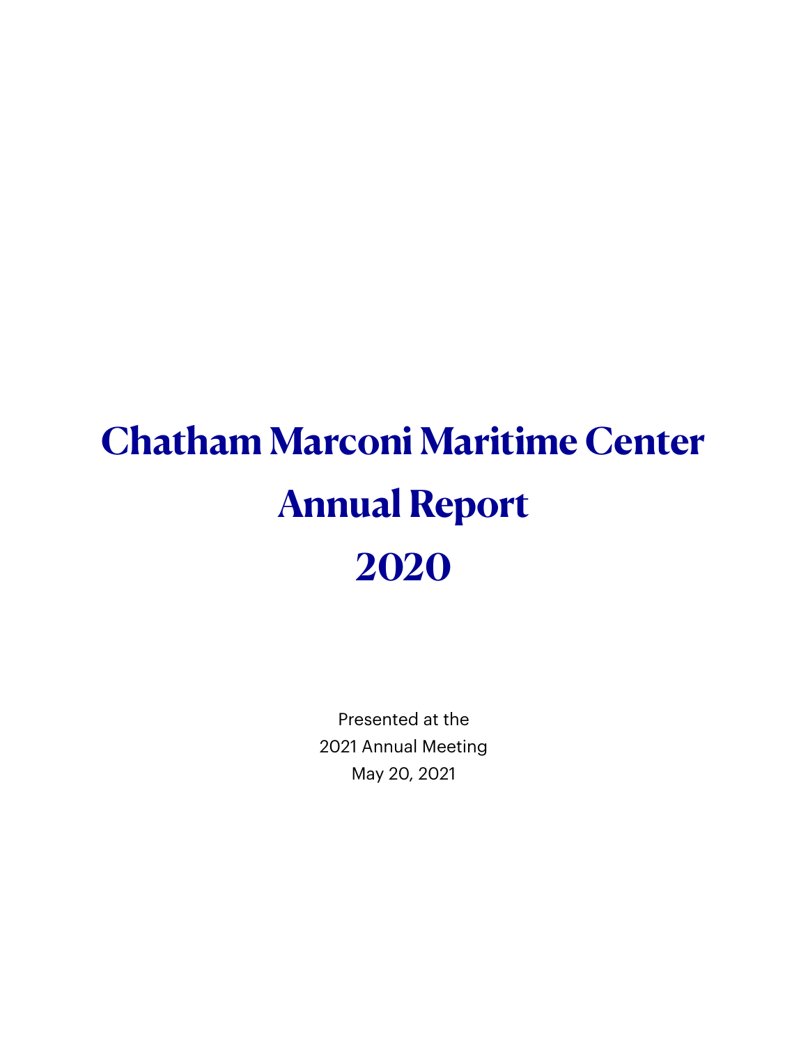# Chatham Marconi Maritime Center Annual Report 2020

Presented at the
2021 Annual Meeting
May 20, 2021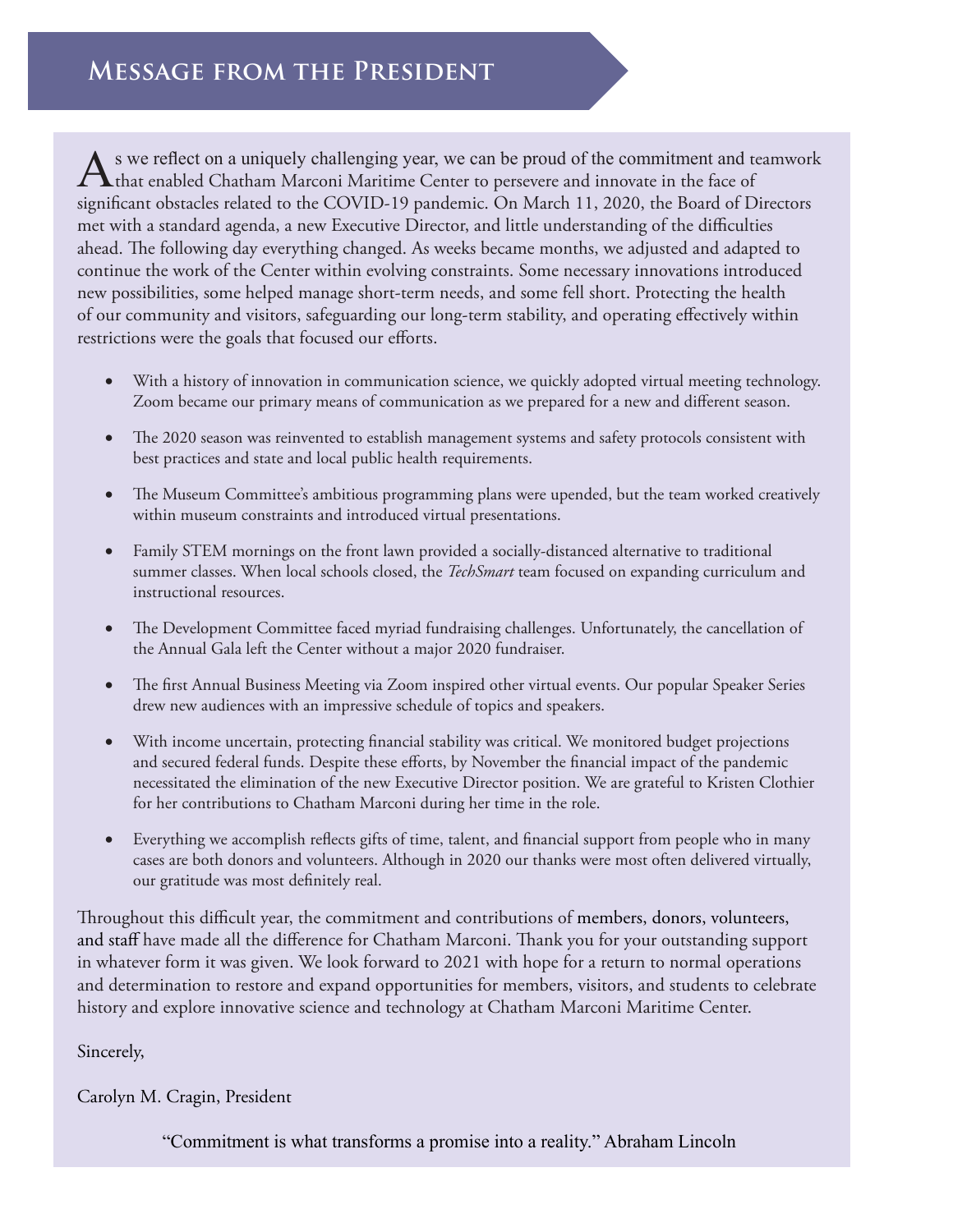# Message from the President

As we reflect on a uniquely challenging year, we can be proud of the commitment and teamwork that enabled Chatham Marconi Maritime Center to persevere and innovate in the face of significant obstacles related to the COVID-19 pandemic. On March 11, 2020, the Board of Directors met with a standard agenda, a new Executive Director, and little understanding of the difficulties ahead. The following day everything changed. As weeks became months, we adjusted and adapted to continue the work of the Center within evolving constraints. Some necessary innovations introduced new possibilities, some helped manage short-term needs, and some fell short. Protecting the health of our community and visitors, safeguarding our long-term stability, and operating effectively within restrictions were the goals that focused our efforts.

- With a history of innovation in communication science, we quickly adopted virtual meeting technology. Zoom became our primary means of communication as we prepared for a new and different season.
- The 2020 season was reinvented to establish management systems and safety protocols consistent with best practices and state and local public health requirements.
- The Museum Committee's ambitious programming plans were upended, but the team worked creatively within museum constraints and introduced virtual presentations.
- Family STEM mornings on the front lawn provided a socially-distanced alternative to traditional summer classes. When local schools closed, the *TechSmart* team focused on expanding curriculum and instructional resources.
- The Development Committee faced myriad fundraising challenges. Unfortunately, the cancellation of the Annual Gala left the Center without a major 2020 fundraiser.
- The first Annual Business Meeting via Zoom inspired other virtual events. Our popular Speaker Series drew new audiences with an impressive schedule of topics and speakers.
- With income uncertain, protecting financial stability was critical. We monitored budget projections and secured federal funds. Despite these efforts, by November the financial impact of the pandemic necessitated the elimination of the new Executive Director position. We are grateful to Kristen Clothier for her contributions to Chatham Marconi during her time in the role.
- Everything we accomplish reflects gifts of time, talent, and financial support from people who in many cases are both donors and volunteers. Although in 2020 our thanks were most often delivered virtually, our gratitude was most definitely real.

Throughout this difficult year, the commitment and contributions of members, donors, volunteers, and staff have made all the difference for Chatham Marconi. Thank you for your outstanding support in whatever form it was given. We look forward to 2021 with hope for a return to normal operations and determination to restore and expand opportunities for members, visitors, and students to celebrate history and explore innovative science and technology at Chatham Marconi Maritime Center.

Sincerely,

Carolyn M. Cragin, President

"Commitment is what transforms a promise into a reality." Abraham Lincoln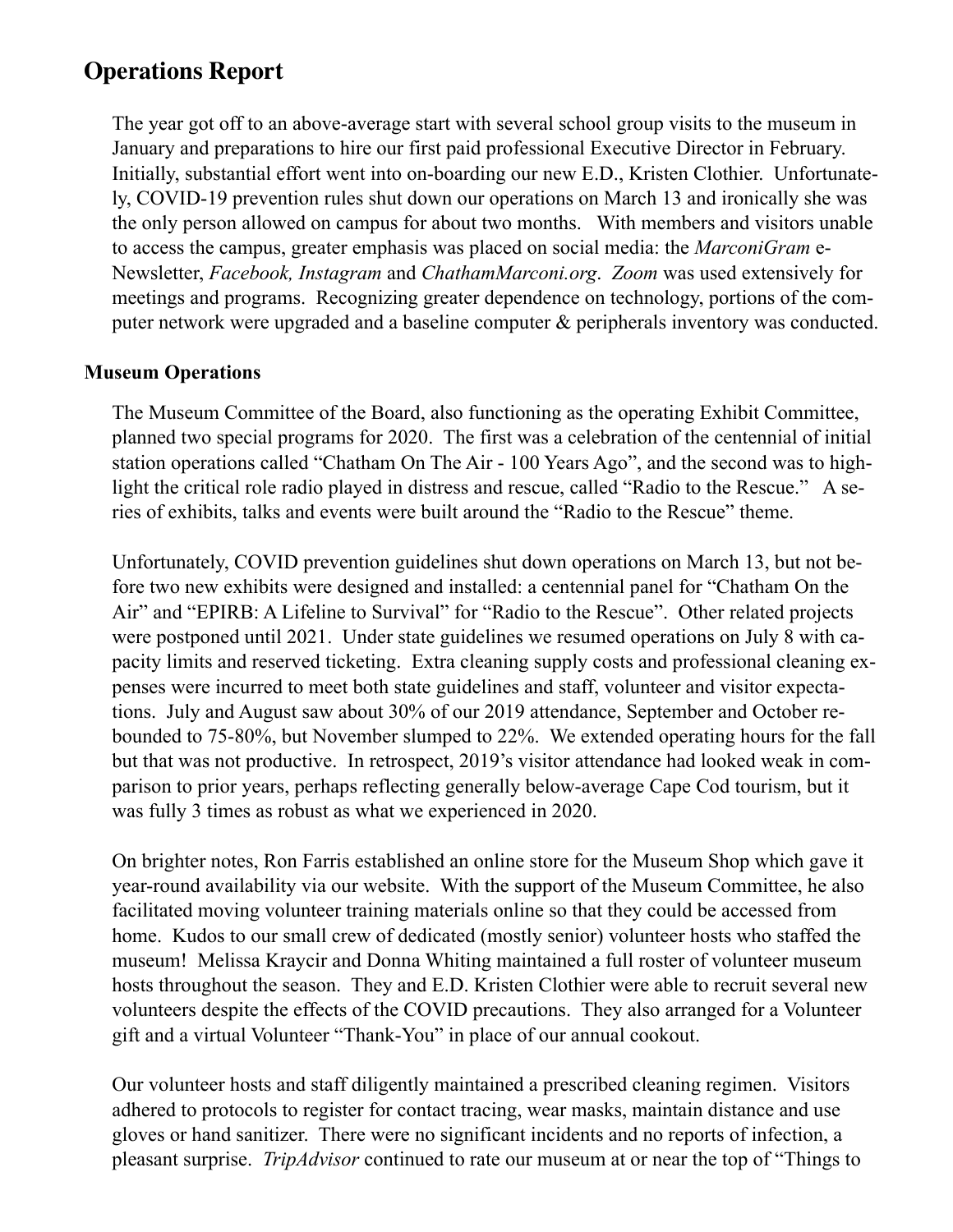## Operations Report

The year got off to an above-average start with several school group visits to the museum in January and preparations to hire our first paid professional Executive Director in February. Initially, substantial effort went into on-boarding our new E.D., Kristen Clothier. Unfortunately, COVID-19 prevention rules shut down our operations on March 13 and ironically she was the only person allowed on campus for about two months. With members and visitors unable to access the campus, greater emphasis was placed on social media: the *MarconiGram* e-Newsletter, *Facebook, Instagram* and *ChathamMarconi.org*. *Zoom* was used extensively for meetings and programs. Recognizing greater dependence on technology, portions of the computer network were upgraded and a baseline computer & peripherals inventory was conducted.

### Museum Operations

The Museum Committee of the Board, also functioning as the operating Exhibit Committee, planned two special programs for 2020. The first was a celebration of the centennial of initial station operations called "Chatham On The Air - 100 Years Ago", and the second was to highlight the critical role radio played in distress and rescue, called "Radio to the Rescue." A series of exhibits, talks and events were built around the "Radio to the Rescue" theme.

Unfortunately, COVID prevention guidelines shut down operations on March 13, but not before two new exhibits were designed and installed: a centennial panel for "Chatham On the Air" and "EPIRB: A Lifeline to Survival" for "Radio to the Rescue". Other related projects were postponed until 2021. Under state guidelines we resumed operations on July 8 with capacity limits and reserved ticketing. Extra cleaning supply costs and professional cleaning expenses were incurred to meet both state guidelines and staff, volunteer and visitor expectations. July and August saw about 30% of our 2019 attendance, September and October rebounded to 75-80%, but November slumped to 22%. We extended operating hours for the fall but that was not productive. In retrospect, 2019's visitor attendance had looked weak in comparison to prior years, perhaps reflecting generally below-average Cape Cod tourism, but it was fully 3 times as robust as what we experienced in 2020.

On brighter notes, Ron Farris established an online store for the Museum Shop which gave it year-round availability via our website. With the support of the Museum Committee, he also facilitated moving volunteer training materials online so that they could be accessed from home. Kudos to our small crew of dedicated (mostly senior) volunteer hosts who staffed the museum! Melissa Kraycir and Donna Whiting maintained a full roster of volunteer museum hosts throughout the season. They and E.D. Kristen Clothier were able to recruit several new volunteers despite the effects of the COVID precautions. They also arranged for a Volunteer gift and a virtual Volunteer "Thank-You" in place of our annual cookout.

Our volunteer hosts and staff diligently maintained a prescribed cleaning regimen. Visitors adhered to protocols to register for contact tracing, wear masks, maintain distance and use gloves or hand sanitizer. There were no significant incidents and no reports of infection, a pleasant surprise. *TripAdvisor* continued to rate our museum at or near the top of "Things to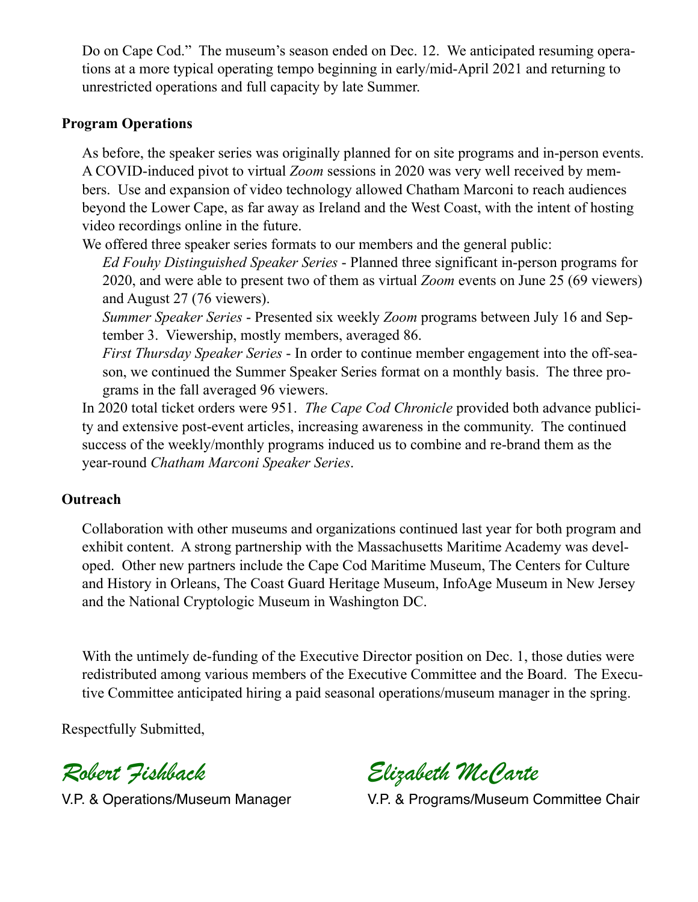Do on Cape Cod." The museum's season ended on Dec. 12. We anticipated resuming operations at a more typical operating tempo beginning in early/mid-April 2021 and returning to unrestricted operations and full capacity by late Summer.

**Program Operations**

As before, the speaker series was originally planned for on site programs and in-person events. A COVID-induced pivot to virtual *Zoom* sessions in 2020 was very well received by members. Use and expansion of video technology allowed Chatham Marconi to reach audiences beyond the Lower Cape, as far away as Ireland and the West Coast, with the intent of hosting video recordings online in the future.

We offered three speaker series formats to our members and the general public:

*Ed Fouhy Distinguished Speaker Series* - Planned three significant in-person programs for 2020, and were able to present two of them as virtual *Zoom* events on June 25 (69 viewers) and August 27 (76 viewers).

*Summer Speaker Series* - Presented six weekly *Zoom* programs between July 16 and September 3. Viewership, mostly members, averaged 86.

*First Thursday Speaker Series* - In order to continue member engagement into the off-season, we continued the Summer Speaker Series format on a monthly basis. The three programs in the fall averaged 96 viewers.

In 2020 total ticket orders were 951. *The Cape Cod Chronicle* provided both advance publicity and extensive post-event articles, increasing awareness in the community. The continued success of the weekly/monthly programs induced us to combine and re-brand them as the year-round *Chatham Marconi Speaker Series*.

**Outreach**

Collaboration with other museums and organizations continued last year for both program and exhibit content. A strong partnership with the Massachusetts Maritime Academy was developed. Other new partners include the Cape Cod Maritime Museum, The Centers for Culture and History in Orleans, The Coast Guard Heritage Museum, InfoAge Museum in New Jersey and the National Cryptologic Museum in Washington DC.

With the untimely de-funding of the Executive Director position on Dec. 1, those duties were redistributed among various members of the Executive Committee and the Board. The Executive Committee anticipated hiring a paid seasonal operations/museum manager in the spring.

Respectfully Submitted,

*Robert Fishback*
V.P. & Operations/Museum Manager

*Elizabeth McCarte*
V.P. & Programs/Museum Committee Chair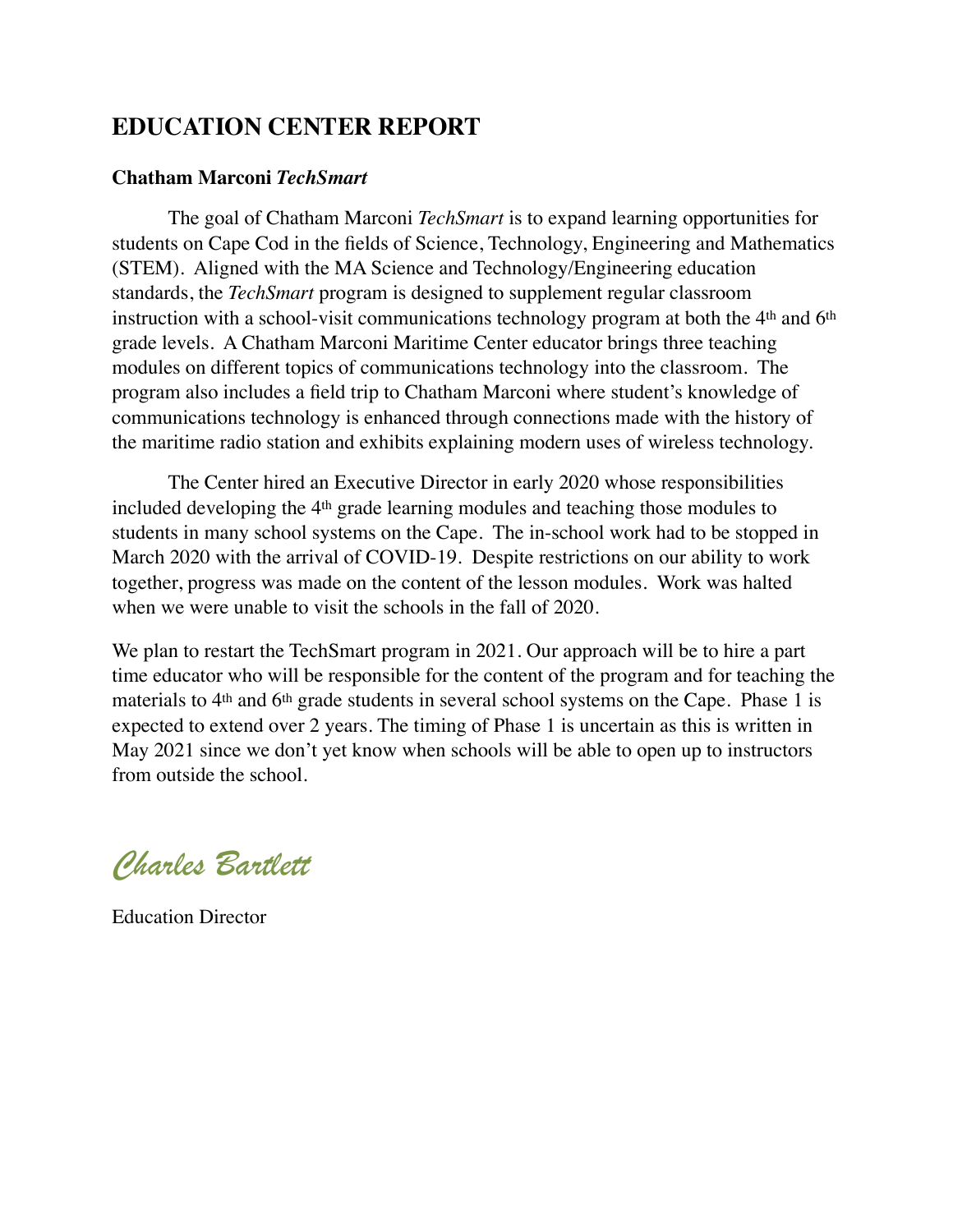# EDUCATION CENTER REPORT

**Chatham Marconi *TechSmart***

The goal of Chatham Marconi *TechSmart* is to expand learning opportunities for students on Cape Cod in the fields of Science, Technology, Engineering and Mathematics (STEM). Aligned with the MA Science and Technology/Engineering education standards, the *TechSmart* program is designed to supplement regular classroom instruction with a school-visit communications technology program at both the 4th and 6th grade levels. A Chatham Marconi Maritime Center educator brings three teaching modules on different topics of communications technology into the classroom. The program also includes a field trip to Chatham Marconi where student's knowledge of communications technology is enhanced through connections made with the history of the maritime radio station and exhibits explaining modern uses of wireless technology.

The Center hired an Executive Director in early 2020 whose responsibilities included developing the 4th grade learning modules and teaching those modules to students in many school systems on the Cape. The in-school work had to be stopped in March 2020 with the arrival of COVID-19. Despite restrictions on our ability to work together, progress was made on the content of the lesson modules. Work was halted when we were unable to visit the schools in the fall of 2020.

We plan to restart the TechSmart program in 2021. Our approach will be to hire a part time educator who will be responsible for the content of the program and for teaching the materials to 4th and 6th grade students in several school systems on the Cape. Phase 1 is expected to extend over 2 years. The timing of Phase 1 is uncertain as this is written in May 2021 since we don't yet know when schools will be able to open up to instructors from outside the school.

*Charles Bartlett*

Education Director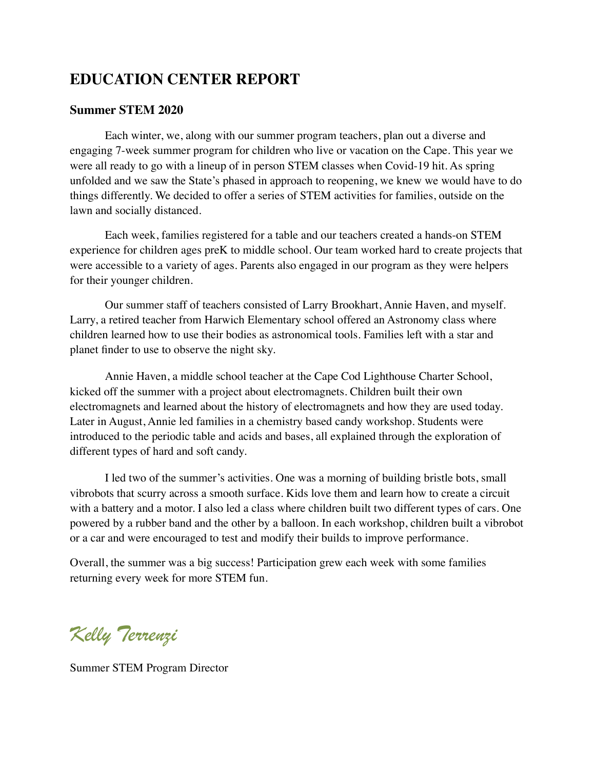## EDUCATION CENTER REPORT

### Summer STEM 2020

Each winter, we, along with our summer program teachers, plan out a diverse and engaging 7-week summer program for children who live or vacation on the Cape. This year we were all ready to go with a lineup of in person STEM classes when Covid-19 hit. As spring unfolded and we saw the State's phased in approach to reopening, we knew we would have to do things differently. We decided to offer a series of STEM activities for families, outside on the lawn and socially distanced.

Each week, families registered for a table and our teachers created a hands-on STEM experience for children ages preK to middle school. Our team worked hard to create projects that were accessible to a variety of ages. Parents also engaged in our program as they were helpers for their younger children.

Our summer staff of teachers consisted of Larry Brookhart, Annie Haven, and myself. Larry, a retired teacher from Harwich Elementary school offered an Astronomy class where children learned how to use their bodies as astronomical tools. Families left with a star and planet finder to use to observe the night sky.

Annie Haven, a middle school teacher at the Cape Cod Lighthouse Charter School, kicked off the summer with a project about electromagnets. Children built their own electromagnets and learned about the history of electromagnets and how they are used today. Later in August, Annie led families in a chemistry based candy workshop. Students were introduced to the periodic table and acids and bases, all explained through the exploration of different types of hard and soft candy.

I led two of the summer's activities. One was a morning of building bristle bots, small vibrobots that scurry across a smooth surface. Kids love them and learn how to create a circuit with a battery and a motor. I also led a class where children built two different types of cars. One powered by a rubber band and the other by a balloon. In each workshop, children built a vibrobot or a car and were encouraged to test and modify their builds to improve performance.

Overall, the summer was a big success! Participation grew each week with some families returning every week for more STEM fun.

*Kelly Terrenzi*

Summer STEM Program Director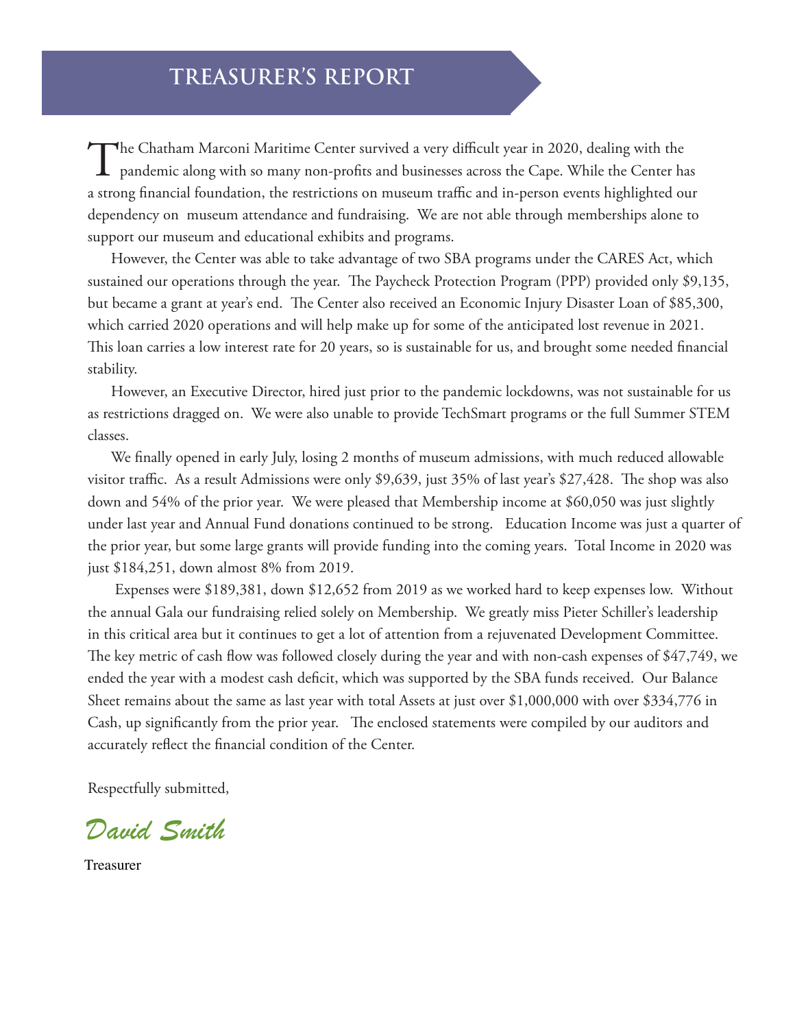# TREASURER'S REPORT

The Chatham Marconi Maritime Center survived a very difficult year in 2020, dealing with the pandemic along with so many non-profits and businesses across the Cape. While the Center has a strong financial foundation, the restrictions on museum traffic and in-person events highlighted our dependency on museum attendance and fundraising. We are not able through memberships alone to support our museum and educational exhibits and programs.

However, the Center was able to take advantage of two SBA programs under the CARES Act, which sustained our operations through the year. The Paycheck Protection Program (PPP) provided only $9,135, but became a grant at year's end. The Center also received an Economic Injury Disaster Loan of $85,300, which carried 2020 operations and will help make up for some of the anticipated lost revenue in 2021. This loan carries a low interest rate for 20 years, so is sustainable for us, and brought some needed financial stability.

However, an Executive Director, hired just prior to the pandemic lockdowns, was not sustainable for us as restrictions dragged on. We were also unable to provide TechSmart programs or the full Summer STEM classes.

We finally opened in early July, losing 2 months of museum admissions, with much reduced allowable visitor traffic. As a result Admissions were only $9,639, just 35% of last year's $27,428. The shop was also down and 54% of the prior year. We were pleased that Membership income at $60,050 was just slightly under last year and Annual Fund donations continued to be strong. Education Income was just a quarter of the prior year, but some large grants will provide funding into the coming years. Total Income in 2020 was just $184,251, down almost 8% from 2019.

Expenses were $189,381, down $12,652 from 2019 as we worked hard to keep expenses low. Without the annual Gala our fundraising relied solely on Membership. We greatly miss Pieter Schiller's leadership in this critical area but it continues to get a lot of attention from a rejuvenated Development Committee. The key metric of cash flow was followed closely during the year and with non-cash expenses of $47,749, we ended the year with a modest cash deficit, which was supported by the SBA funds received. Our Balance Sheet remains about the same as last year with total Assets at just over $1,000,000 with over $334,776 in Cash, up significantly from the prior year. The enclosed statements were compiled by our auditors and accurately reflect the financial condition of the Center.

Respectfully submitted,

*David Smith*

Treasurer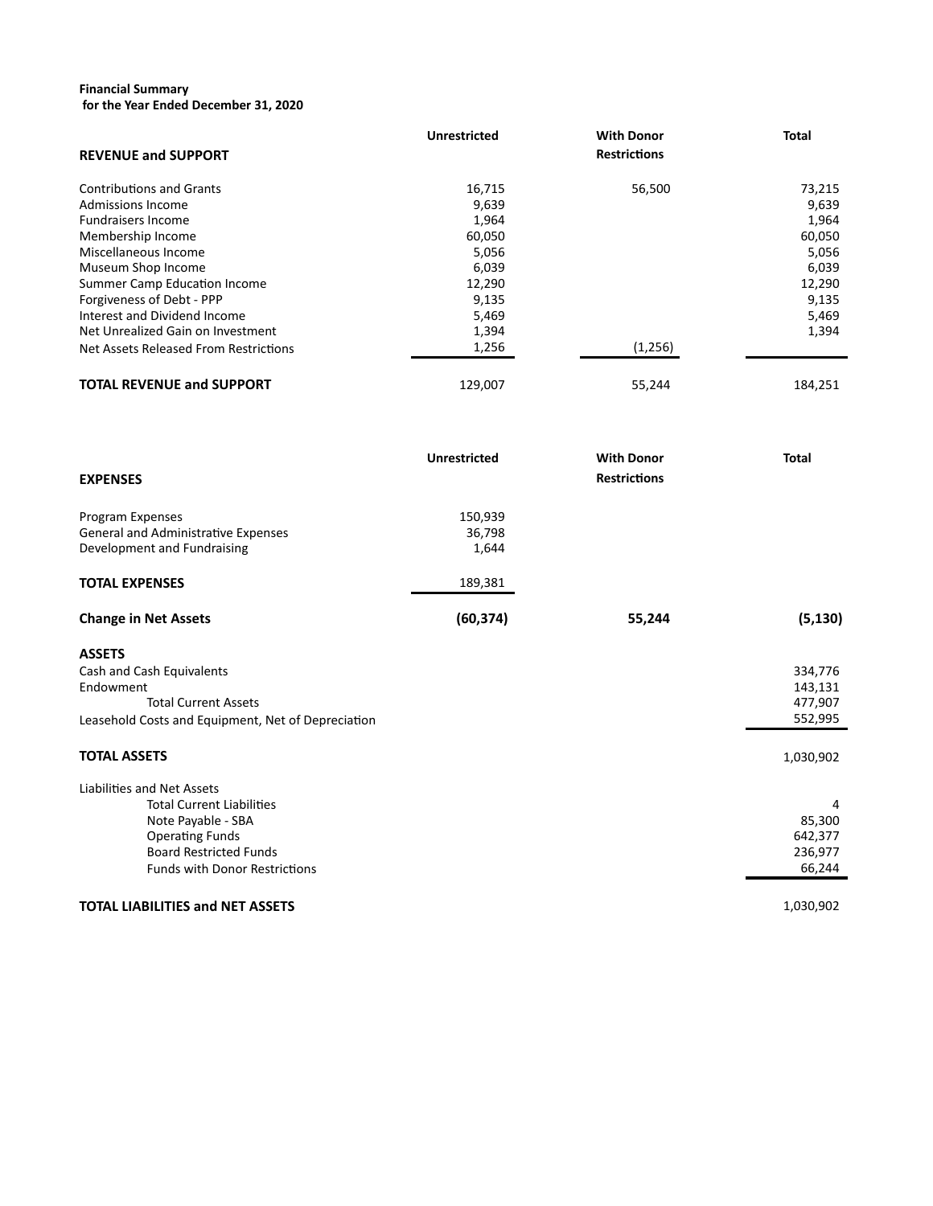**Financial Summary**
**for the Year Ended December 31, 2020**

| **REVENUE and SUPPORT** | **Unrestricted** | **With Donor Restrictions** | **Total** |
|---|---|---|---|
| Contributions and Grants | 16,715 | 56,500 | 73,215 |
| Admissions Income | 9,639 | | 9,639 |
| Fundraisers Income | 1,964 | | 1,964 |
| Membership Income | 60,050 | | 60,050 |
| Miscellaneous Income | 5,056 | | 5,056 |
| Museum Shop Income | 6,039 | | 6,039 |
| Summer Camp Education Income | 12,290 | | 12,290 |
| Forgiveness of Debt - PPP | 9,135 | | 9,135 |
| Interest and Dividend Income | 5,469 | | 5,469 |
| Net Unrealized Gain on Investment | 1,394 | | 1,394 |
| Net Assets Released From Restrictions | 1,256 | (1,256) | |
| **TOTAL REVENUE and SUPPORT** | 129,007 | 55,244 | 184,251 |

| **EXPENSES** | **Unrestricted** | **With Donor Restrictions** | **Total** |
|---|---|---|---|
| Program Expenses | 150,939 | | |
| General and Administrative Expenses | 36,798 | | |
| Development and Fundraising | 1,644 | | |
| **TOTAL EXPENSES** | 189,381 | | |
| **Change in Net Assets** | **(60,374)** | **55,244** | **(5,130)** |

| **ASSETS** | |
|---|---|
| Cash and Cash Equivalents | 334,776 |
| Endowment | 143,131 |
| Total Current Assets | 477,907 |
| Leasehold Costs and Equipment, Net of Depreciation | 552,995 |
| **TOTAL ASSETS** | 1,030,902 |
| Liabilities and Net Assets | |
| Total Current Liabilities | 4 |
| Note Payable - SBA | 85,300 |
| Operating Funds | 642,377 |
| Board Restricted Funds | 236,977 |
| Funds with Donor Restrictions | 66,244 |
| **TOTAL LIABILITIES and NET ASSETS** | 1,030,902 |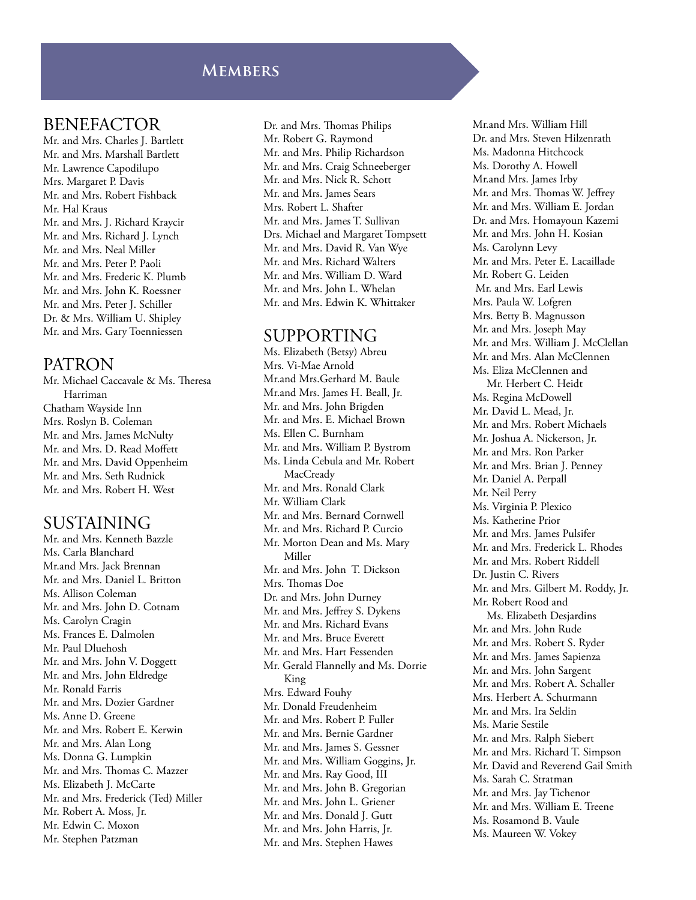# Members

## BENEFACTOR

Mr. and Mrs. Charles J. Bartlett
Mr. and Mrs. Marshall Bartlett
Mr. Lawrence Capodilupo
Mrs. Margaret P. Davis
Mr. and Mrs. Robert Fishback
Mr. Hal Kraus
Mr. and Mrs. J. Richard Kraycir
Mr. and Mrs. Richard J. Lynch
Mr. and Mrs. Neal Miller
Mr. and Mrs. Peter P. Paoli
Mr. and Mrs. Frederic K. Plumb
Mr. and Mrs. John K. Roessner
Mr. and Mrs. Peter J. Schiller
Dr. & Mrs. William U. Shipley
Mr. and Mrs. Gary Toenniessen

## PATRON

Mr. Michael Caccavale & Ms. Theresa Harriman
Chatham Wayside Inn
Mrs. Roslyn B. Coleman
Mr. and Mrs. James McNulty
Mr. and Mrs. D. Read Moffett
Mr. and Mrs. David Oppenheim
Mr. and Mrs. Seth Rudnick
Mr. and Mrs. Robert H. West

## SUSTAINING

Mr. and Mrs. Kenneth Bazzle
Ms. Carla Blanchard
Mr.and Mrs. Jack Brennan
Mr. and Mrs. Daniel L. Britton
Ms. Allison Coleman
Mr. and Mrs. John D. Cotnam
Ms. Carolyn Cragin
Ms. Frances E. Dalmolen
Mr. Paul Dluehosh
Mr. and Mrs. John V. Doggett
Mr. and Mrs. John Eldredge
Mr. Ronald Farris
Mr. and Mrs. Dozier Gardner
Ms. Anne D. Greene
Mr. and Mrs. Robert E. Kerwin
Mr. and Mrs. Alan Long
Ms. Donna G. Lumpkin
Mr. and Mrs. Thomas C. Mazzer
Ms. Elizabeth J. McCarte
Mr. and Mrs. Frederick (Ted) Miller
Mr. Robert A. Moss, Jr.
Mr. Edwin C. Moxon
Mr. Stephen Patzman
Dr. and Mrs. Thomas Philips
Mr. Robert G. Raymond
Mr. and Mrs. Philip Richardson
Mr. and Mrs. Craig Schneeberger
Mr. and Mrs. Nick R. Schott
Mr. and Mrs. James Sears
Mrs. Robert L. Shafter
Mr. and Mrs. James T. Sullivan
Drs. Michael and Margaret Tompsett
Mr. and Mrs. David R. Van Wye
Mr. and Mrs. Richard Walters
Mr. and Mrs. William D. Ward
Mr. and Mrs. John L. Whelan
Mr. and Mrs. Edwin K. Whittaker

## SUPPORTING

Ms. Elizabeth (Betsy) Abreu
Mrs. Vi-Mae Arnold
Mr.and Mrs.Gerhard M. Baule
Mr.and Mrs. James H. Beall, Jr.
Mr. and Mrs. John Brigden
Mr. and Mrs. E. Michael Brown
Ms. Ellen C. Burnham
Mr. and Mrs. William P. Bystrom
Ms. Linda Cebula and Mr. Robert MacCready
Mr. and Mrs. Ronald Clark
Mr. William Clark
Mr. and Mrs. Bernard Cornwell
Mr. and Mrs. Richard P. Curcio
Mr. Morton Dean and Ms. Mary Miller
Mr. and Mrs. John T. Dickson
Mrs. Thomas Doe
Dr. and Mrs. John Durney
Mr. and Mrs. Jeffrey S. Dykens
Mr. and Mrs. Richard Evans
Mr. and Mrs. Bruce Everett
Mr. and Mrs. Hart Fessenden
Mr. Gerald Flannelly and Ms. Dorrie King
Mrs. Edward Fouhy
Mr. Donald Freudenheim
Mr. and Mrs. Robert P. Fuller
Mr. and Mrs. Bernie Gardner
Mr. and Mrs. James S. Gessner
Mr. and Mrs. William Goggins, Jr.
Mr. and Mrs. Ray Good, III
Mr. and Mrs. John B. Gregorian
Mr. and Mrs. John L. Griener
Mr. and Mrs. Donald J. Gutt
Mr. and Mrs. John Harris, Jr.
Mr. and Mrs. Stephen Hawes
Mr.and Mrs. William Hill
Dr. and Mrs. Steven Hilzenrath
Ms. Madonna Hitchcock
Ms. Dorothy A. Howell
Mr.and Mrs. James Irby
Mr. and Mrs. Thomas W. Jeffrey
Mr. and Mrs. William E. Jordan
Dr. and Mrs. Homayoun Kazemi
Mr. and Mrs. John H. Kosian
Ms. Carolynn Levy
Mr. and Mrs. Peter E. Lacaillade
Mr. Robert G. Leiden
Mr. and Mrs. Earl Lewis
Mrs. Paula W. Lofgren
Mrs. Betty B. Magnusson
Mr. and Mrs. Joseph May
Mr. and Mrs. William J. McClellan
Mr. and Mrs. Alan McClennen
Ms. Eliza McClennen and Mr. Herbert C. Heidt
Ms. Regina McDowell
Mr. David L. Mead, Jr.
Mr. and Mrs. Robert Michaels
Mr. Joshua A. Nickerson, Jr.
Mr. and Mrs. Ron Parker
Mr. and Mrs. Brian J. Penney
Mr. Daniel A. Perpall
Mr. Neil Perry
Ms. Virginia P. Plexico
Ms. Katherine Prior
Mr. and Mrs. James Pulsifer
Mr. and Mrs. Frederick L. Rhodes
Mr. and Mrs. Robert Riddell
Dr. Justin C. Rivers
Mr. and Mrs. Gilbert M. Roddy, Jr.
Mr. Robert Rood and Ms. Elizabeth Desjardins
Mr. and Mrs. John Rude
Mr. and Mrs. Robert S. Ryder
Mr. and Mrs. James Sapienza
Mr. and Mrs. John Sargent
Mr. and Mrs. Robert A. Schaller
Mrs. Herbert A. Schurmann
Mr. and Mrs. Ira Seldin
Ms. Marie Sestile
Mr. and Mrs. Ralph Siebert
Mr. and Mrs. Richard T. Simpson
Mr. David and Reverend Gail Smith
Ms. Sarah C. Stratman
Mr. and Mrs. Jay Tichenor
Mr. and Mrs. William E. Treene
Ms. Rosamond B. Vaule
Ms. Maureen W. Vokey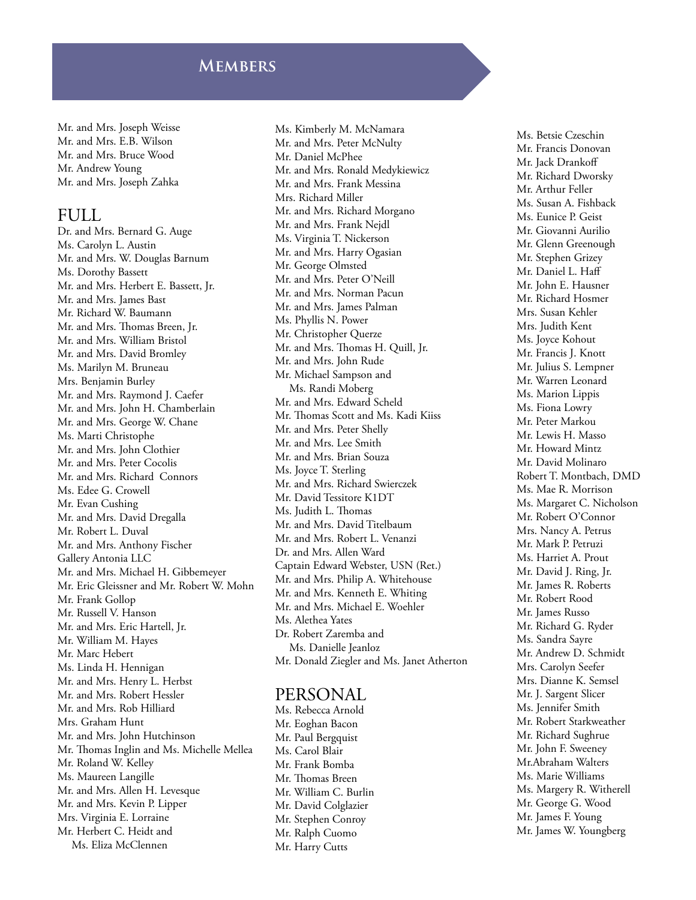# Members

Mr. and Mrs. Joseph Weisse
Mr. and Mrs. E.B. Wilson
Mr. and Mrs. Bruce Wood
Mr. Andrew Young
Mr. and Mrs. Joseph Zahka

## FULL

Dr. and Mrs. Bernard G. Auge
Ms. Carolyn L. Austin
Mr. and Mrs. W. Douglas Barnum
Ms. Dorothy Bassett
Mr. and Mrs. Herbert E. Bassett, Jr.
Mr. and Mrs. James Bast
Mr. Richard W. Baumann
Mr. and Mrs. Thomas Breen, Jr.
Mr. and Mrs. William Bristol
Mr. and Mrs. David Bromley
Ms. Marilyn M. Bruneau
Mrs. Benjamin Burley
Mr. and Mrs. Raymond J. Caefer
Mr. and Mrs. John H. Chamberlain
Mr. and Mrs. George W. Chane
Ms. Marti Christophe
Mr. and Mrs. John Clothier
Mr. and Mrs. Peter Cocolis
Mr. and Mrs. Richard Connors
Ms. Edee G. Crowell
Mr. Evan Cushing
Mr. and Mrs. David Dregalla
Mr. Robert L. Duval
Mr. and Mrs. Anthony Fischer
Gallery Antonia LLC
Mr. and Mrs. Michael H. Gibbemeyer
Mr. Eric Gleissner and Mr. Robert W. Mohn
Mr. Frank Gollop
Mr. Russell V. Hanson
Mr. and Mrs. Eric Hartell, Jr.
Mr. William M. Hayes
Mr. Marc Hebert
Ms. Linda H. Hennigan
Mr. and Mrs. Henry L. Herbst
Mr. and Mrs. Robert Hessler
Mr. and Mrs. Rob Hilliard
Mrs. Graham Hunt
Mr. and Mrs. John Hutchinson
Mr. Thomas Inglin and Ms. Michelle Mellea
Mr. Roland W. Kelley
Ms. Maureen Langille
Mr. and Mrs. Allen H. Levesque
Mr. and Mrs. Kevin P. Lipper
Mrs. Virginia E. Lorraine
Mr. Herbert C. Heidt and
Ms. Eliza McClennen
Ms. Kimberly M. McNamara
Mr. and Mrs. Peter McNulty
Mr. Daniel McPhee
Mr. and Mrs. Ronald Medykiewicz
Mr. and Mrs. Frank Messina
Mrs. Richard Miller
Mr. and Mrs. Richard Morgano
Mr. and Mrs. Frank Nejdl
Ms. Virginia T. Nickerson
Mr. and Mrs. Harry Ogasian
Mr. George Olmsted
Mr. and Mrs. Peter O'Neill
Mr. and Mrs. Norman Pacun
Mr. and Mrs. James Palman
Ms. Phyllis N. Power
Mr. Christopher Querze
Mr. and Mrs. Thomas H. Quill, Jr.
Mr. and Mrs. John Rude
Mr. Michael Sampson and
Ms. Randi Moberg
Mr. and Mrs. Edward Scheld
Mr. Thomas Scott and Ms. Kadi Kiiss
Mr. and Mrs. Peter Shelly
Mr. and Mrs. Lee Smith
Mr. and Mrs. Brian Souza
Ms. Joyce T. Sterling
Mr. and Mrs. Richard Swierczek
Mr. David Tessitore K1DT
Ms. Judith L. Thomas
Mr. and Mrs. David Titelbaum
Mr. and Mrs. Robert L. Venanzi
Dr. and Mrs. Allen Ward
Captain Edward Webster, USN (Ret.)
Mr. and Mrs. Philip A. Whitehouse
Mr. and Mrs. Kenneth E. Whiting
Mr. and Mrs. Michael E. Woehler
Ms. Alethea Yates
Dr. Robert Zaremba and
Ms. Danielle Jeanloz
Mr. Donald Ziegler and Ms. Janet Atherton

## PERSONAL

Ms. Rebecca Arnold
Mr. Eoghan Bacon
Mr. Paul Bergquist
Ms. Carol Blair
Mr. Frank Bomba
Mr. Thomas Breen
Mr. William C. Burlin
Mr. David Colglazier
Mr. Stephen Conroy
Mr. Ralph Cuomo
Mr. Harry Cutts
Ms. Betsie Czeschin
Mr. Francis Donovan
Mr. Jack Drankoff
Mr. Richard Dworsky
Mr. Arthur Feller
Ms. Susan A. Fishback
Ms. Eunice P. Geist
Mr. Giovanni Aurilio
Mr. Glenn Greenough
Mr. Stephen Grizey
Mr. Daniel L. Haff
Mr. John E. Hausner
Mr. Richard Hosmer
Mrs. Susan Kehler
Mrs. Judith Kent
Ms. Joyce Kohout
Mr. Francis J. Knott
Mr. Julius S. Lempner
Mr. Warren Leonard
Ms. Marion Lippis
Ms. Fiona Lowry
Mr. Peter Markou
Mr. Lewis H. Masso
Mr. Howard Mintz
Mr. David Molinaro
Robert T. Montbach, DMD
Ms. Mae R. Morrison
Ms. Margaret C. Nicholson
Mr. Robert O'Connor
Mrs. Nancy A. Petrus
Mr. Mark P. Petruzi
Ms. Harriet A. Prout
Mr. David J. Ring, Jr.
Mr. James R. Roberts
Mr. Robert Rood
Mr. James Russo
Mr. Richard G. Ryder
Ms. Sandra Sayre
Mr. Andrew D. Schmidt
Mrs. Carolyn Seefer
Mrs. Dianne K. Semsel
Mr. J. Sargent Slicer
Ms. Jennifer Smith
Mr. Robert Starkweather
Mr. Richard Sughrue
Mr. John F. Sweeney
Mr.Abraham Walters
Ms. Marie Williams
Ms. Margery R. Witherell
Mr. George G. Wood
Mr. James F. Young
Mr. James W. Youngberg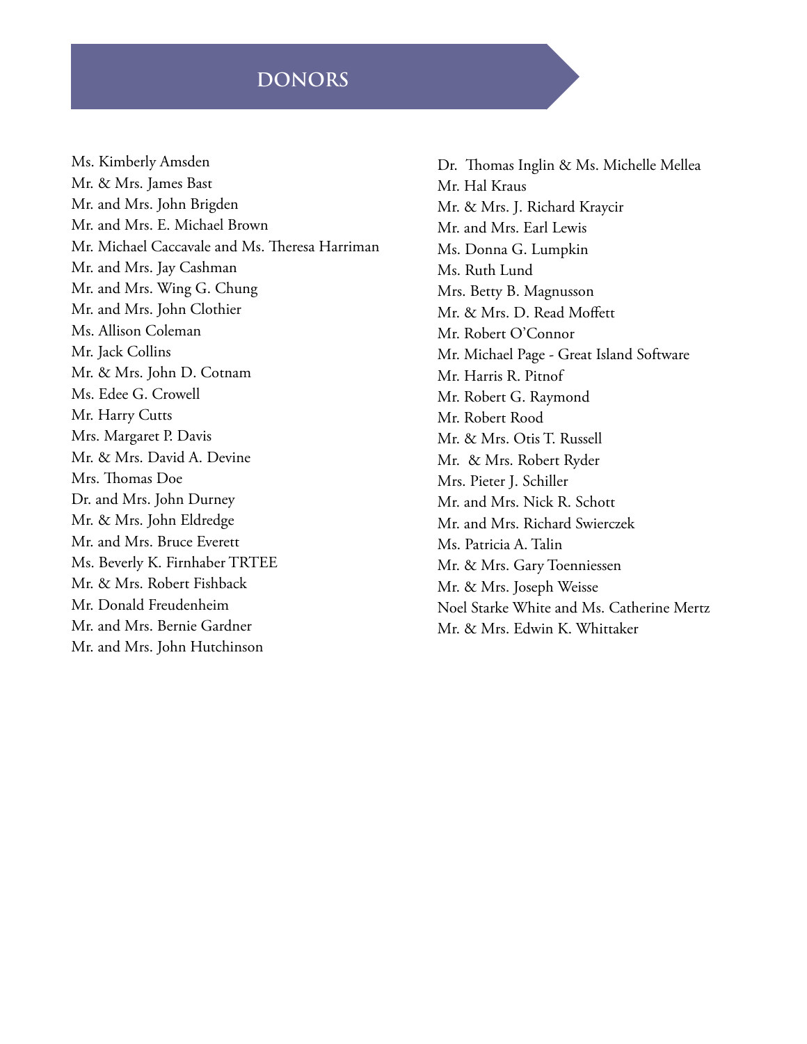# DONORS

Ms. Kimberly Amsden
Mr. & Mrs. James Bast
Mr. and Mrs. John Brigden
Mr. and Mrs. E. Michael Brown
Mr. Michael Caccavale and Ms. Theresa Harriman
Mr. and Mrs. Jay Cashman
Mr. and Mrs. Wing G. Chung
Mr. and Mrs. John Clothier
Ms. Allison Coleman
Mr. Jack Collins
Mr. & Mrs. John D. Cotnam
Ms. Edee G. Crowell
Mr. Harry Cutts
Mrs. Margaret P. Davis
Mr. & Mrs. David A. Devine
Mrs. Thomas Doe
Dr. and Mrs. John Durney
Mr. & Mrs. John Eldredge
Mr. and Mrs. Bruce Everett
Ms. Beverly K. Firnhaber TRTEE
Mr. & Mrs. Robert Fishback
Mr. Donald Freudenheim
Mr. and Mrs. Bernie Gardner
Mr. and Mrs. John Hutchinson
Dr. Thomas Inglin & Ms. Michelle Mellea
Mr. Hal Kraus
Mr. & Mrs. J. Richard Kraycir
Mr. and Mrs. Earl Lewis
Ms. Donna G. Lumpkin
Ms. Ruth Lund
Mrs. Betty B. Magnusson
Mr. & Mrs. D. Read Moffett
Mr. Robert O'Connor
Mr. Michael Page - Great Island Software
Mr. Harris R. Pitnof
Mr. Robert G. Raymond
Mr. Robert Rood
Mr. & Mrs. Otis T. Russell
Mr. & Mrs. Robert Ryder
Mrs. Pieter J. Schiller
Mr. and Mrs. Nick R. Schott
Mr. and Mrs. Richard Swierczek
Ms. Patricia A. Talin
Mr. & Mrs. Gary Toenniessen
Mr. & Mrs. Joseph Weisse
Noel Starke White and Ms. Catherine Mertz
Mr. & Mrs. Edwin K. Whittaker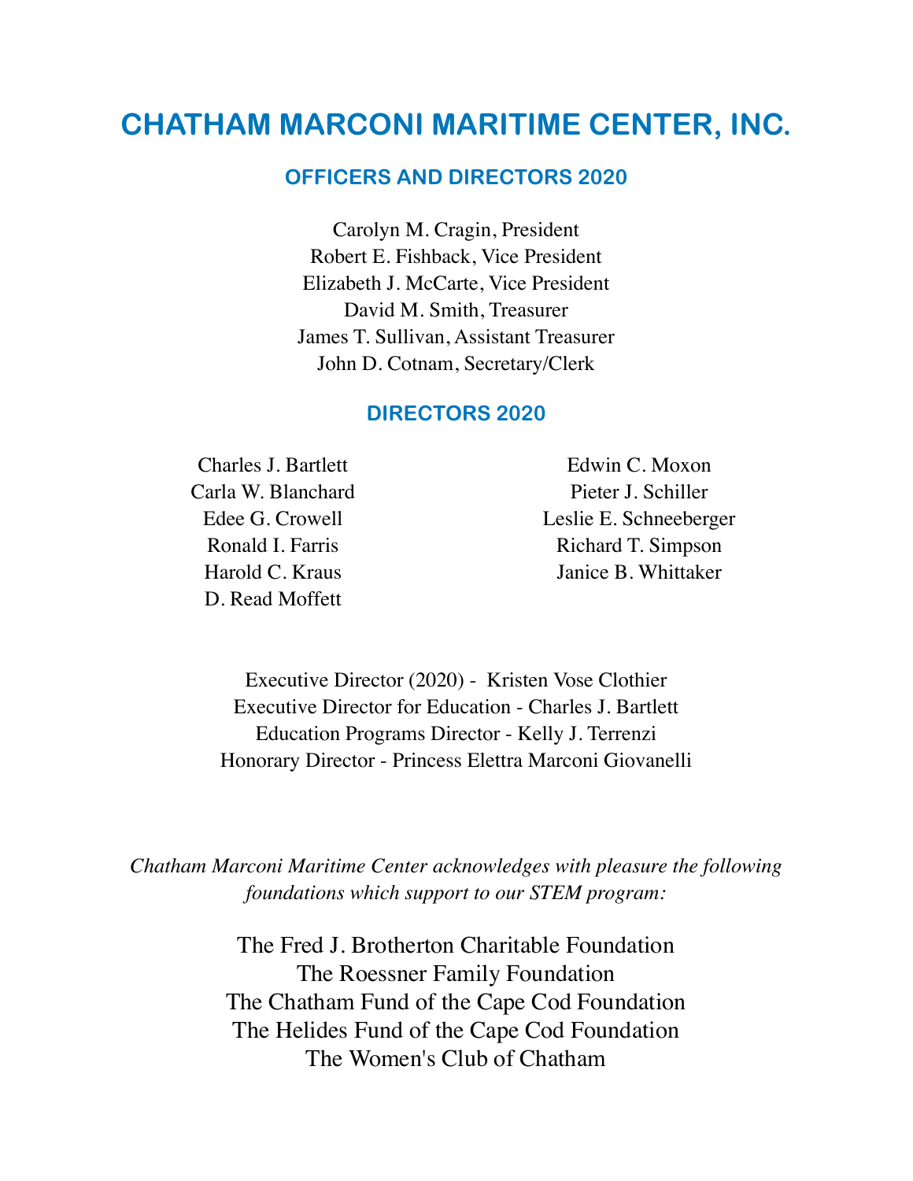# CHATHAM MARCONI MARITIME CENTER, INC.

## OFFICERS AND DIRECTORS 2020

Carolyn M. Cragin, President
Robert E. Fishback, Vice President
Elizabeth J. McCarte, Vice President
David M. Smith, Treasurer
James T. Sullivan, Assistant Treasurer
John D. Cotnam, Secretary/Clerk

## DIRECTORS 2020

Charles J. Bartlett
Carla W. Blanchard
Edee G. Crowell
Ronald I. Farris
Harold C. Kraus
D. Read Moffett
Edwin C. Moxon
Pieter J. Schiller
Leslie E. Schneeberger
Richard T. Simpson
Janice B. Whittaker

Executive Director (2020) - Kristen Vose Clothier
Executive Director for Education - Charles J. Bartlett
Education Programs Director - Kelly J. Terrenzi
Honorary Director - Princess Elettra Marconi Giovanelli

*Chatham Marconi Maritime Center acknowledges with pleasure the following foundations which support to our STEM program:*

The Fred J. Brotherton Charitable Foundation
The Roessner Family Foundation
The Chatham Fund of the Cape Cod Foundation
The Helides Fund of the Cape Cod Foundation
The Women's Club of Chatham